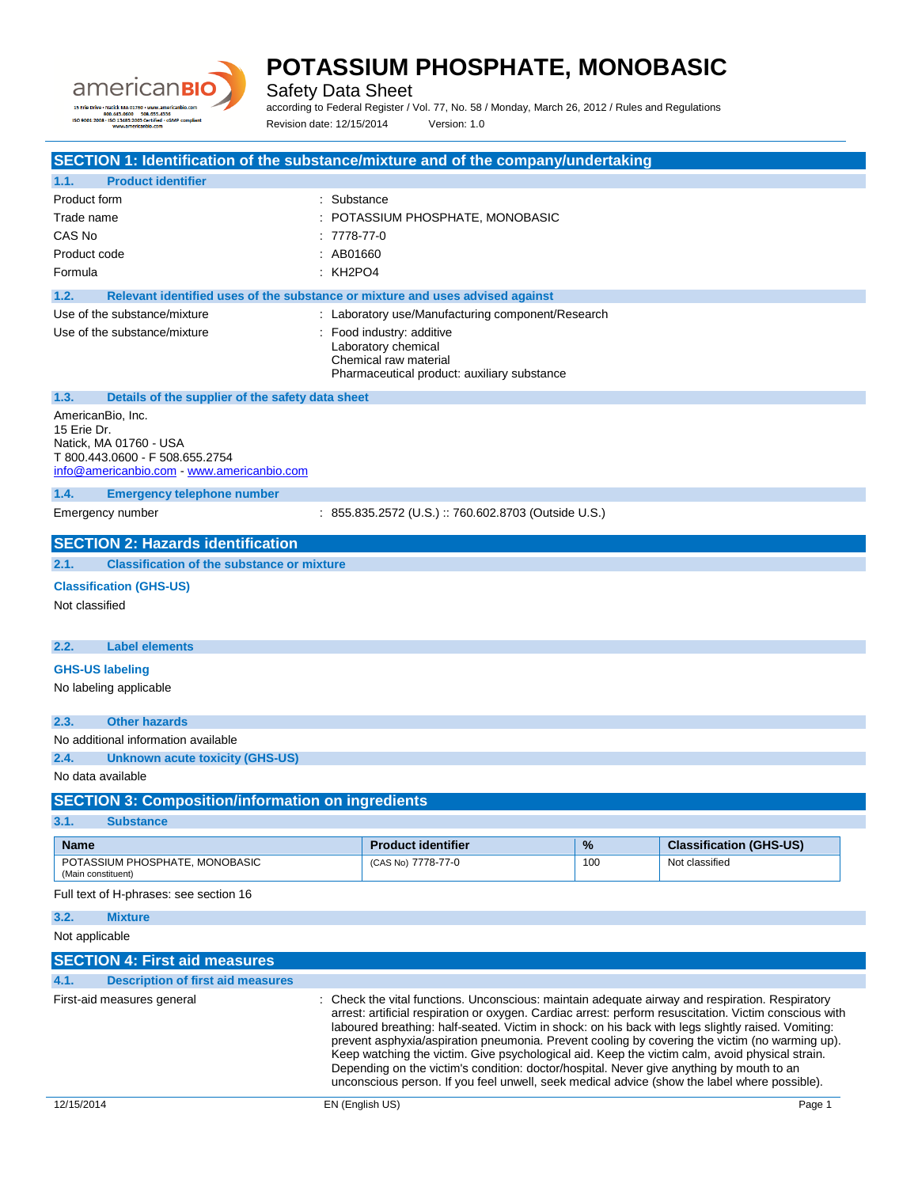# POTASSIUM PHOSPHATE, MONOBASIC

Safety Data Sheet

according to Federal Register / Vol. 77, No. 58 / Monday, March 26, 2012 / Rules and Regulations

Revision date: 12/15/2014 Version: 1.0

## SECTION 1: Identification of the substance/mixture and of the company/undertaking

### 1.1. Product identifier

| | |
|---|---|
| Product form | : Substance |
| Trade name | : POTASSIUM PHOSPHATE, MONOBASIC |
| CAS No | : 7778-77-0 |
| Product code | : AB01660 |
| Formula | : KH2PO4 |

### 1.2. Relevant identified uses of the substance or mixture and uses advised against

| | |
|---|---|
| Use of the substance/mixture | : Laboratory use/Manufacturing component/Research |
| Use of the substance/mixture | : Food industry: additive<br>Laboratory chemical<br>Chemical raw material<br>Pharmaceutical product: auxiliary substance |

### 1.3. Details of the supplier of the safety data sheet

AmericanBio, Inc.
15 Erie Dr.
Natick, MA 01760 - USA
T 800.443.0600 - F 508.655.2754
info@americanbio.com - www.americanbio.com

### 1.4. Emergency telephone number

| | |
|---|---|
| Emergency number | : 855.835.2572 (U.S.) :: 760.602.8703 (Outside U.S.) |

## SECTION 2: Hazards identification

### 2.1. Classification of the substance or mixture

**Classification (GHS-US)**

Not classified

### 2.2. Label elements

**GHS-US labeling**

No labeling applicable

### 2.3. Other hazards

No additional information available

### 2.4. Unknown acute toxicity (GHS-US)

No data available

## SECTION 3: Composition/information on ingredients

### 3.1. Substance

| Name | Product identifier | % | Classification (GHS-US) |
|---|---|---|---|
| POTASSIUM PHOSPHATE, MONOBASIC (Main constituent) | (CAS No) 7778-77-0 | 100 | Not classified |

Full text of H-phrases: see section 16

### 3.2. Mixture

Not applicable

## SECTION 4: First aid measures

### 4.1. Description of first aid measures

| | |
|---|---|
| First-aid measures general | : Check the vital functions. Unconscious: maintain adequate airway and respiration. Respiratory arrest: artificial respiration or oxygen. Cardiac arrest: perform resuscitation. Victim conscious with laboured breathing: half-seated. Victim in shock: on his back with legs slightly raised. Vomiting: prevent asphyxia/aspiration pneumonia. Prevent cooling by covering the victim (no warming up). Keep watching the victim. Give psychological aid. Keep the victim calm, avoid physical strain. Depending on the victim's condition: doctor/hospital. Never give anything by mouth to an unconscious person. If you feel unwell, seek medical advice (show the label where possible). |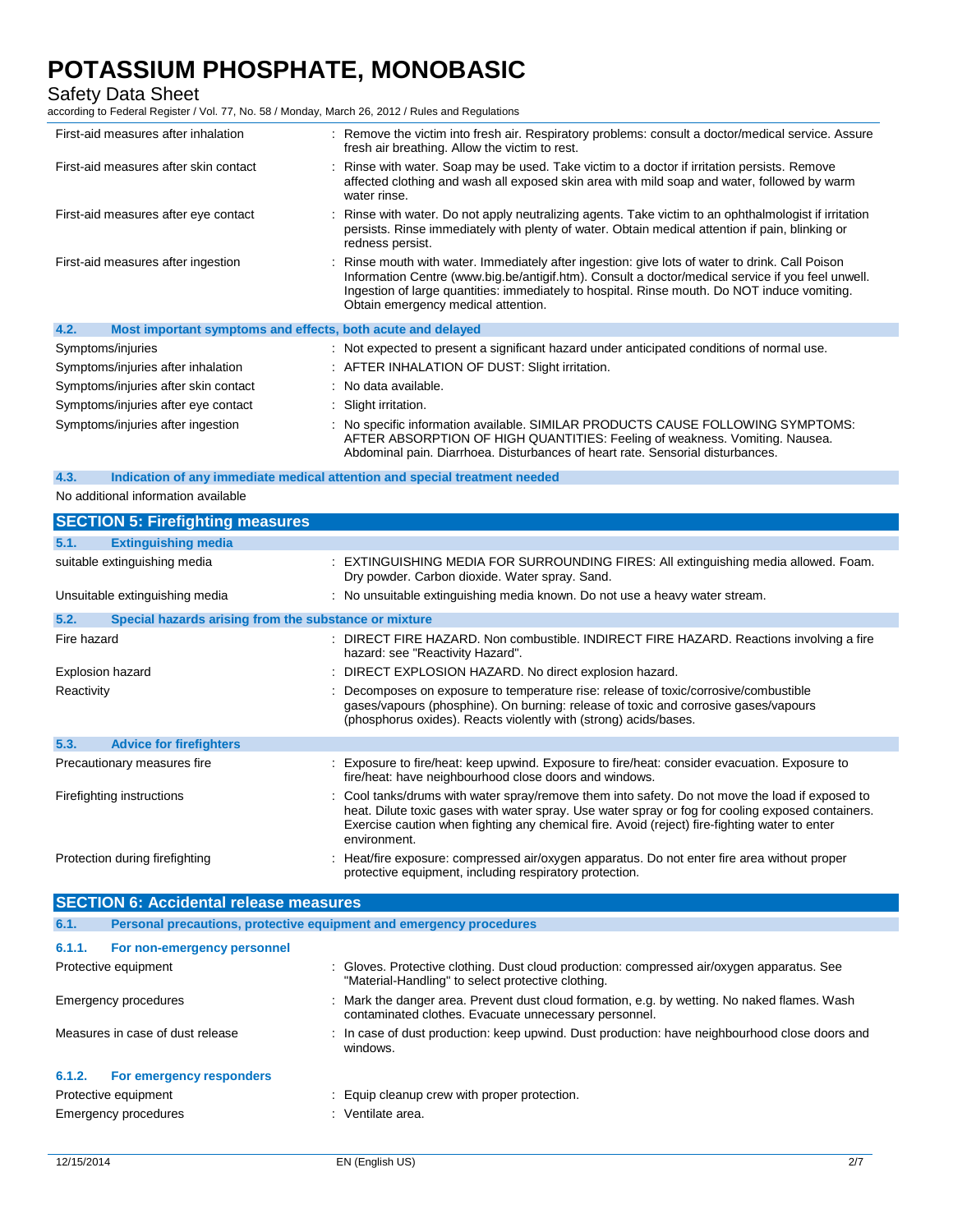| | |
|---|---|
| First-aid measures after inhalation | : Remove the victim into fresh air. Respiratory problems: consult a doctor/medical service. Assure fresh air breathing. Allow the victim to rest. |
| First-aid measures after skin contact | : Rinse with water. Soap may be used. Take victim to a doctor if irritation persists. Remove affected clothing and wash all exposed skin area with mild soap and water, followed by warm water rinse. |
| First-aid measures after eye contact | : Rinse with water. Do not apply neutralizing agents. Take victim to an ophthalmologist if irritation persists. Rinse immediately with plenty of water. Obtain medical attention if pain, blinking or redness persist. |
| First-aid measures after ingestion | : Rinse mouth with water. Immediately after ingestion: give lots of water to drink. Call Poison Information Centre (www.big.be/antigif.htm). Consult a doctor/medical service if you feel unwell. Ingestion of large quantities: immediately to hospital. Rinse mouth. Do NOT induce vomiting. Obtain emergency medical attention. |

### 4.2. Most important symptoms and effects, both acute and delayed

| | |
|---|---|
| Symptoms/injuries | : Not expected to present a significant hazard under anticipated conditions of normal use. |
| Symptoms/injuries after inhalation | : AFTER INHALATION OF DUST: Slight irritation. |
| Symptoms/injuries after skin contact | : No data available. |
| Symptoms/injuries after eye contact | : Slight irritation. |
| Symptoms/injuries after ingestion | : No specific information available. SIMILAR PRODUCTS CAUSE FOLLOWING SYMPTOMS: AFTER ABSORPTION OF HIGH QUANTITIES: Feeling of weakness. Vomiting. Nausea. Abdominal pain. Diarrhoea. Disturbances of heart rate. Sensorial disturbances. |

### 4.3. Indication of any immediate medical attention and special treatment needed

No additional information available

## SECTION 5: Firefighting measures

### 5.1. Extinguishing media

| | |
|---|---|
| suitable extinguishing media | : EXTINGUISHING MEDIA FOR SURROUNDING FIRES: All extinguishing media allowed. Foam. Dry powder. Carbon dioxide. Water spray. Sand. |
| Unsuitable extinguishing media | : No unsuitable extinguishing media known. Do not use a heavy water stream. |

### 5.2. Special hazards arising from the substance or mixture

| | |
|---|---|
| Fire hazard | : DIRECT FIRE HAZARD. Non combustible. INDIRECT FIRE HAZARD. Reactions involving a fire hazard: see "Reactivity Hazard". |
| Explosion hazard | : DIRECT EXPLOSION HAZARD. No direct explosion hazard. |
| Reactivity | : Decomposes on exposure to temperature rise: release of toxic/corrosive/combustible gases/vapours (phosphine). On burning: release of toxic and corrosive gases/vapours (phosphorus oxides). Reacts violently with (strong) acids/bases. |

### 5.3. Advice for firefighters

| | |
|---|---|
| Precautionary measures fire | : Exposure to fire/heat: keep upwind. Exposure to fire/heat: consider evacuation. Exposure to fire/heat: have neighbourhood close doors and windows. |
| Firefighting instructions | : Cool tanks/drums with water spray/remove them into safety. Do not move the load if exposed to heat. Dilute toxic gases with water spray. Use water spray or fog for cooling exposed containers. Exercise caution when fighting any chemical fire. Avoid (reject) fire-fighting water to enter environment. |
| Protection during firefighting | : Heat/fire exposure: compressed air/oxygen apparatus. Do not enter fire area without proper protective equipment, including respiratory protection. |

## SECTION 6: Accidental release measures

### 6.1. Personal precautions, protective equipment and emergency procedures

#### 6.1.1. For non-emergency personnel

| | |
|---|---|
| Protective equipment | : Gloves. Protective clothing. Dust cloud production: compressed air/oxygen apparatus. See "Material-Handling" to select protective clothing. |
| Emergency procedures | : Mark the danger area. Prevent dust cloud formation, e.g. by wetting. No naked flames. Wash contaminated clothes. Evacuate unnecessary personnel. |
| Measures in case of dust release | : In case of dust production: keep upwind. Dust production: have neighbourhood close doors and windows. |

#### 6.1.2. For emergency responders

| | |
|---|---|
| Protective equipment | : Equip cleanup crew with proper protection. |
| Emergency procedures | : Ventilate area. |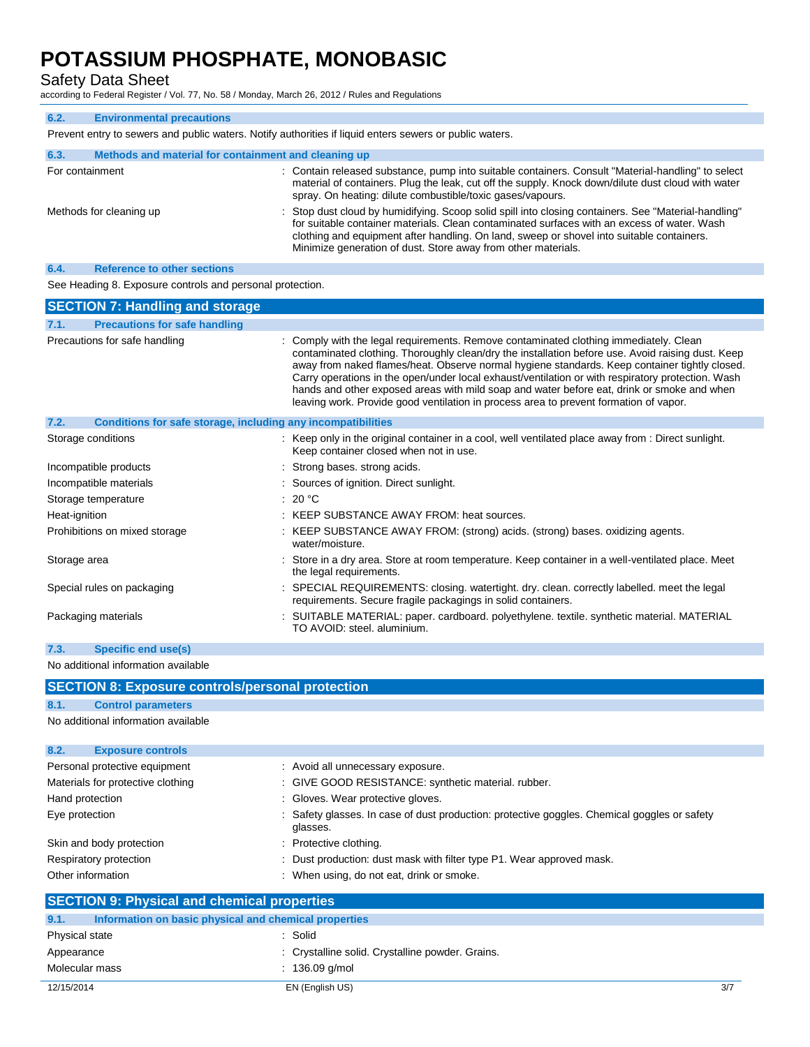### 6.2. Environmental precautions

Prevent entry to sewers and public waters. Notify authorities if liquid enters sewers or public waters.

### 6.3. Methods and material for containment and cleaning up

| | |
|---|---|
| For containment | : Contain released substance, pump into suitable containers. Consult "Material-handling" to select material of containers. Plug the leak, cut off the supply. Knock down/dilute dust cloud with water spray. On heating: dilute combustible/toxic gases/vapours. |
| Methods for cleaning up | : Stop dust cloud by humidifying. Scoop solid spill into closing containers. See "Material-handling" for suitable container materials. Clean contaminated surfaces with an excess of water. Wash clothing and equipment after handling. On land, sweep or shovel into suitable containers. Minimize generation of dust. Store away from other materials. |

### 6.4. Reference to other sections

See Heading 8. Exposure controls and personal protection.

## SECTION 7: Handling and storage

### 7.1. Precautions for safe handling

| | |
|---|---|
| Precautions for safe handling | : Comply with the legal requirements. Remove contaminated clothing immediately. Clean contaminated clothing. Thoroughly clean/dry the installation before use. Avoid raising dust. Keep away from naked flames/heat. Observe normal hygiene standards. Keep container tightly closed. Carry operations in the open/under local exhaust/ventilation or with respiratory protection. Wash hands and other exposed areas with mild soap and water before eat, drink or smoke and when leaving work. Provide good ventilation in process area to prevent formation of vapor. |

### 7.2. Conditions for safe storage, including any incompatibilities

| | |
|---|---|
| Storage conditions | : Keep only in the original container in a cool, well ventilated place away from : Direct sunlight. Keep container closed when not in use. |
| Incompatible products | : Strong bases. strong acids. |
| Incompatible materials | : Sources of ignition. Direct sunlight. |
| Storage temperature | : 20 °C |
| Heat-ignition | : KEEP SUBSTANCE AWAY FROM: heat sources. |
| Prohibitions on mixed storage | : KEEP SUBSTANCE AWAY FROM: (strong) acids. (strong) bases. oxidizing agents. water/moisture. |
| Storage area | : Store in a dry area. Store at room temperature. Keep container in a well-ventilated place. Meet the legal requirements. |
| Special rules on packaging | : SPECIAL REQUIREMENTS: closing. watertight. dry. clean. correctly labelled. meet the legal requirements. Secure fragile packagings in solid containers. |
| Packaging materials | : SUITABLE MATERIAL: paper. cardboard. polyethylene. textile. synthetic material. MATERIAL TO AVOID: steel. aluminium. |

### 7.3. Specific end use(s)

No additional information available

## SECTION 8: Exposure controls/personal protection

### 8.1. Control parameters

No additional information available

### 8.2. Exposure controls

| | |
|---|---|
| Personal protective equipment | : Avoid all unnecessary exposure. |
| Materials for protective clothing | : GIVE GOOD RESISTANCE: synthetic material. rubber. |
| Hand protection | : Gloves. Wear protective gloves. |
| Eye protection | : Safety glasses. In case of dust production: protective goggles. Chemical goggles or safety glasses. |
| Skin and body protection | : Protective clothing. |
| Respiratory protection | : Dust production: dust mask with filter type P1. Wear approved mask. |
| Other information | : When using, do not eat, drink or smoke. |

## SECTION 9: Physical and chemical properties

### 9.1. Information on basic physical and chemical properties

| | |
|---|---|
| Physical state | : Solid |
| Appearance | : Crystalline solid. Crystalline powder. Grains. |
| Molecular mass | : 136.09 g/mol |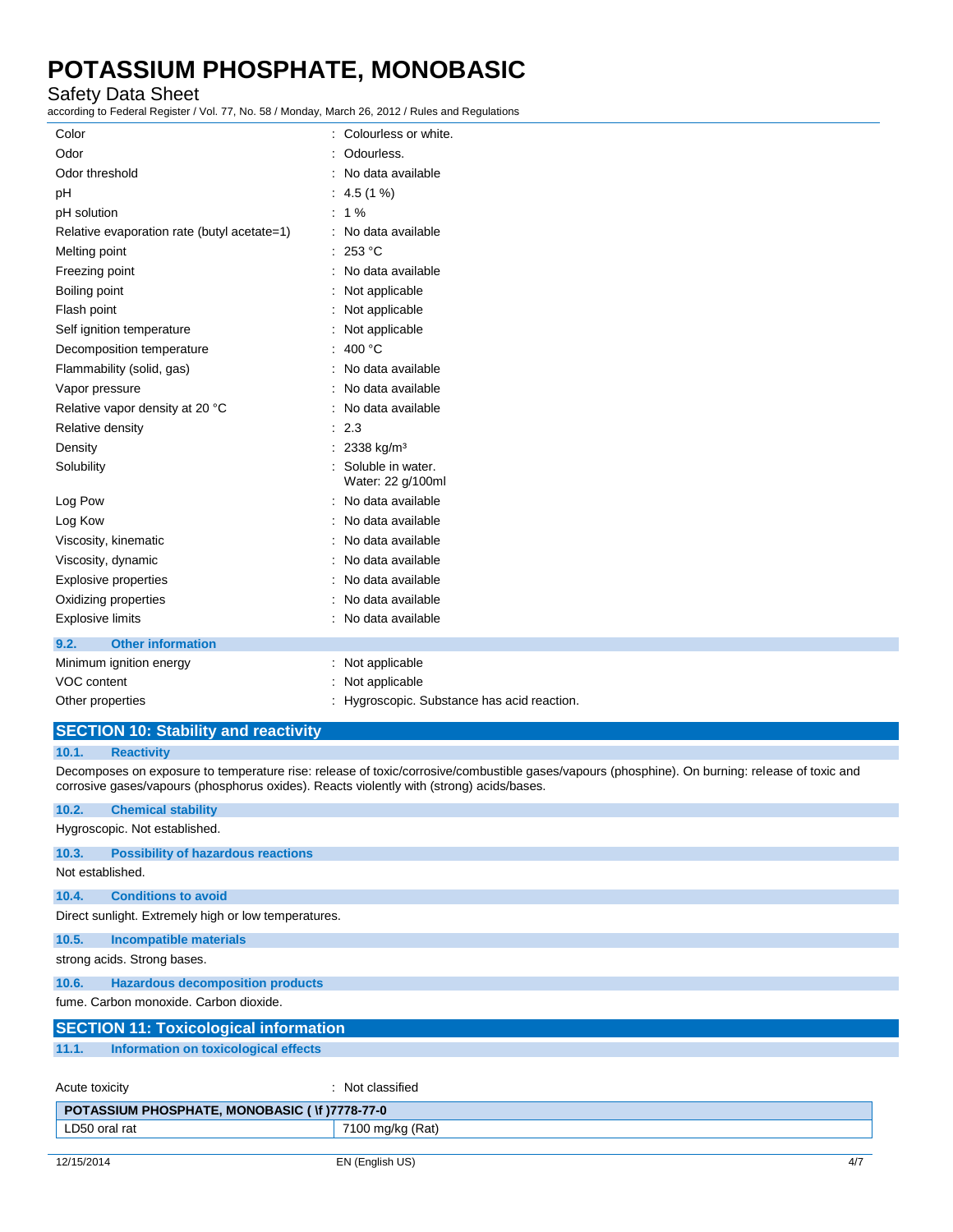| | |
|---|---|
| Color | : Colourless or white. |
| Odor | : Odourless. |
| Odor threshold | : No data available |
| pH | : 4.5 (1 %) |
| pH solution | : 1 % |
| Relative evaporation rate (butyl acetate=1) | : No data available |
| Melting point | : 253 °C |
| Freezing point | : No data available |
| Boiling point | : Not applicable |
| Flash point | : Not applicable |
| Self ignition temperature | : Not applicable |
| Decomposition temperature | : 400 °C |
| Flammability (solid, gas) | : No data available |
| Vapor pressure | : No data available |
| Relative vapor density at 20 °C | : No data available |
| Relative density | : 2.3 |
| Density | : 2338 kg/m³ |
| Solubility | : Soluble in water. Water: 22 g/100ml |
| Log Pow | : No data available |
| Log Kow | : No data available |
| Viscosity, kinematic | : No data available |
| Viscosity, dynamic | : No data available |
| Explosive properties | : No data available |
| Oxidizing properties | : No data available |
| Explosive limits | : No data available |

### 9.2. Other information

| | |
|---|---|
| Minimum ignition energy | : Not applicable |
| VOC content | : Not applicable |
| Other properties | : Hygroscopic. Substance has acid reaction. |

## SECTION 10: Stability and reactivity

### 10.1. Reactivity

Decomposes on exposure to temperature rise: release of toxic/corrosive/combustible gases/vapours (phosphine). On burning: release of toxic and corrosive gases/vapours (phosphorus oxides). Reacts violently with (strong) acids/bases.

### 10.2. Chemical stability

Hygroscopic. Not established.

### 10.3. Possibility of hazardous reactions

Not established.

### 10.4. Conditions to avoid

Direct sunlight. Extremely high or low temperatures.

### 10.5. Incompatible materials

strong acids. Strong bases.

### 10.6. Hazardous decomposition products

fume. Carbon monoxide. Carbon dioxide.

## SECTION 11: Toxicological information

### 11.1. Information on toxicological effects

Acute toxicity : Not classified

| POTASSIUM PHOSPHATE, MONOBASIC ( \f )7778-77-0 | |
|---|---|
| LD50 oral rat | 7100 mg/kg (Rat) |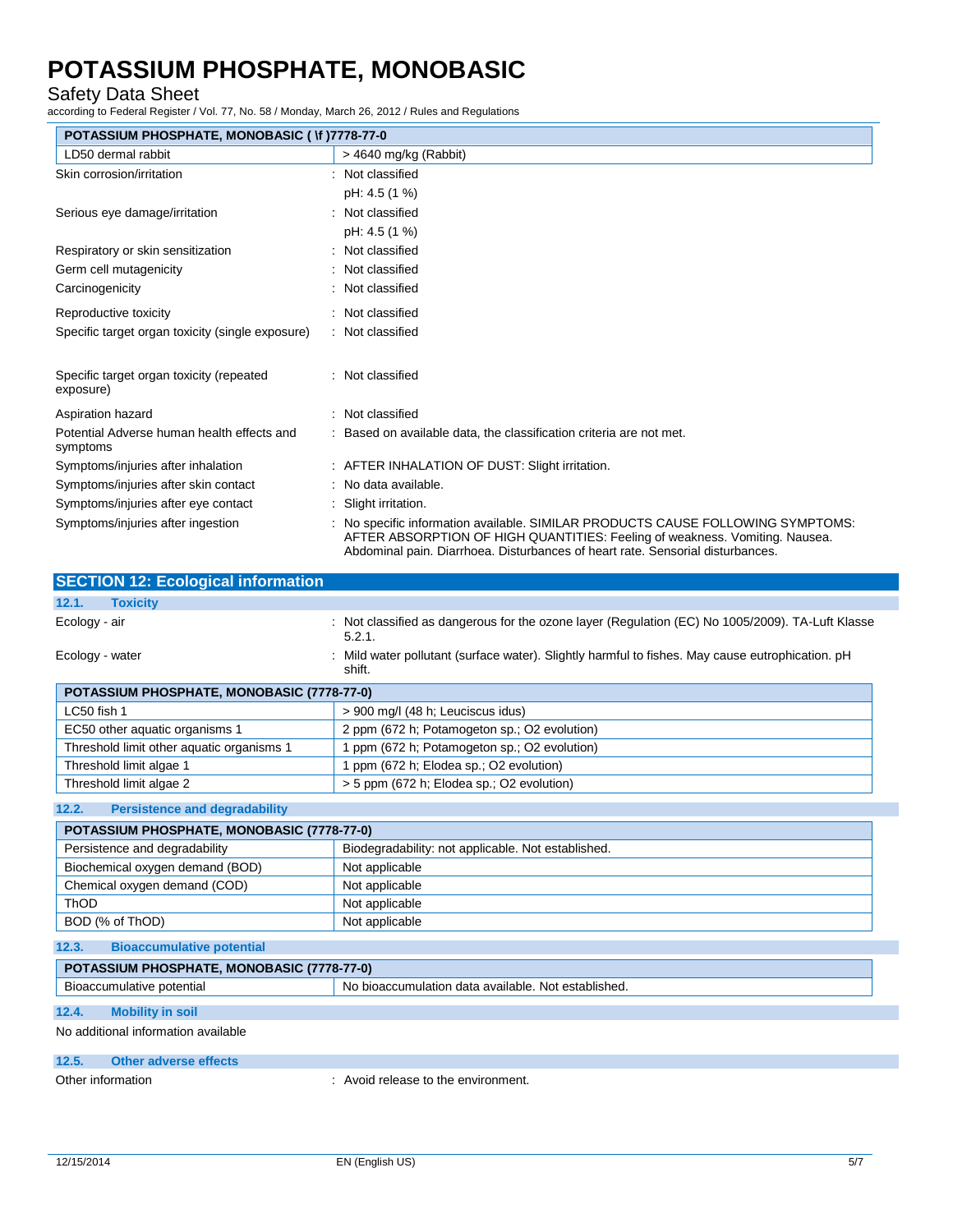| POTASSIUM PHOSPHATE, MONOBASIC ( \f )7778-77-0 | |
|---|---|
| LD50 dermal rabbit | > 4640 mg/kg (Rabbit) |

Skin corrosion/irritation : Not classified

pH: 4.5 (1 %)

Serious eye damage/irritation : Not classified

pH: 4.5 (1 %)

Respiratory or skin sensitization : Not classified

Germ cell mutagenicity : Not classified

Carcinogenicity : Not classified

Reproductive toxicity : Not classified

Specific target organ toxicity (single exposure) : Not classified

Specific target organ toxicity (repeated exposure) : Not classified

Aspiration hazard : Not classified

Potential Adverse human health effects and symptoms : Based on available data, the classification criteria are not met.

Symptoms/injuries after inhalation : AFTER INHALATION OF DUST: Slight irritation.

Symptoms/injuries after skin contact : No data available.

Symptoms/injuries after eye contact : Slight irritation.

Symptoms/injuries after ingestion : No specific information available. SIMILAR PRODUCTS CAUSE FOLLOWING SYMPTOMS: AFTER ABSORPTION OF HIGH QUANTITIES: Feeling of weakness. Vomiting. Nausea. Abdominal pain. Diarrhoea. Disturbances of heart rate. Sensorial disturbances.

## SECTION 12: Ecological information

### 12.1. Toxicity

Ecology - air : Not classified as dangerous for the ozone layer (Regulation (EC) No 1005/2009). TA-Luft Klasse 5.2.1.

Ecology - water : Mild water pollutant (surface water). Slightly harmful to fishes. May cause eutrophication. pH shift.

| POTASSIUM PHOSPHATE, MONOBASIC (7778-77-0) | |
|---|---|
| LC50 fish 1 | > 900 mg/l (48 h; Leuciscus idus) |
| EC50 other aquatic organisms 1 | 2 ppm (672 h; Potamogeton sp.; O2 evolution) |
| Threshold limit other aquatic organisms 1 | 1 ppm (672 h; Potamogeton sp.; O2 evolution) |
| Threshold limit algae 1 | 1 ppm (672 h; Elodea sp.; O2 evolution) |
| Threshold limit algae 2 | > 5 ppm (672 h; Elodea sp.; O2 evolution) |

### 12.2. Persistence and degradability

| POTASSIUM PHOSPHATE, MONOBASIC (7778-77-0) | |
|---|---|
| Persistence and degradability | Biodegradability: not applicable. Not established. |
| Biochemical oxygen demand (BOD) | Not applicable |
| Chemical oxygen demand (COD) | Not applicable |
| ThOD | Not applicable |
| BOD (% of ThOD) | Not applicable |

### 12.3. Bioaccumulative potential

| POTASSIUM PHOSPHATE, MONOBASIC (7778-77-0) | |
|---|---|
| Bioaccumulative potential | No bioaccumulation data available. Not established. |

### 12.4. Mobility in soil

No additional information available

### 12.5. Other adverse effects

Other information : Avoid release to the environment.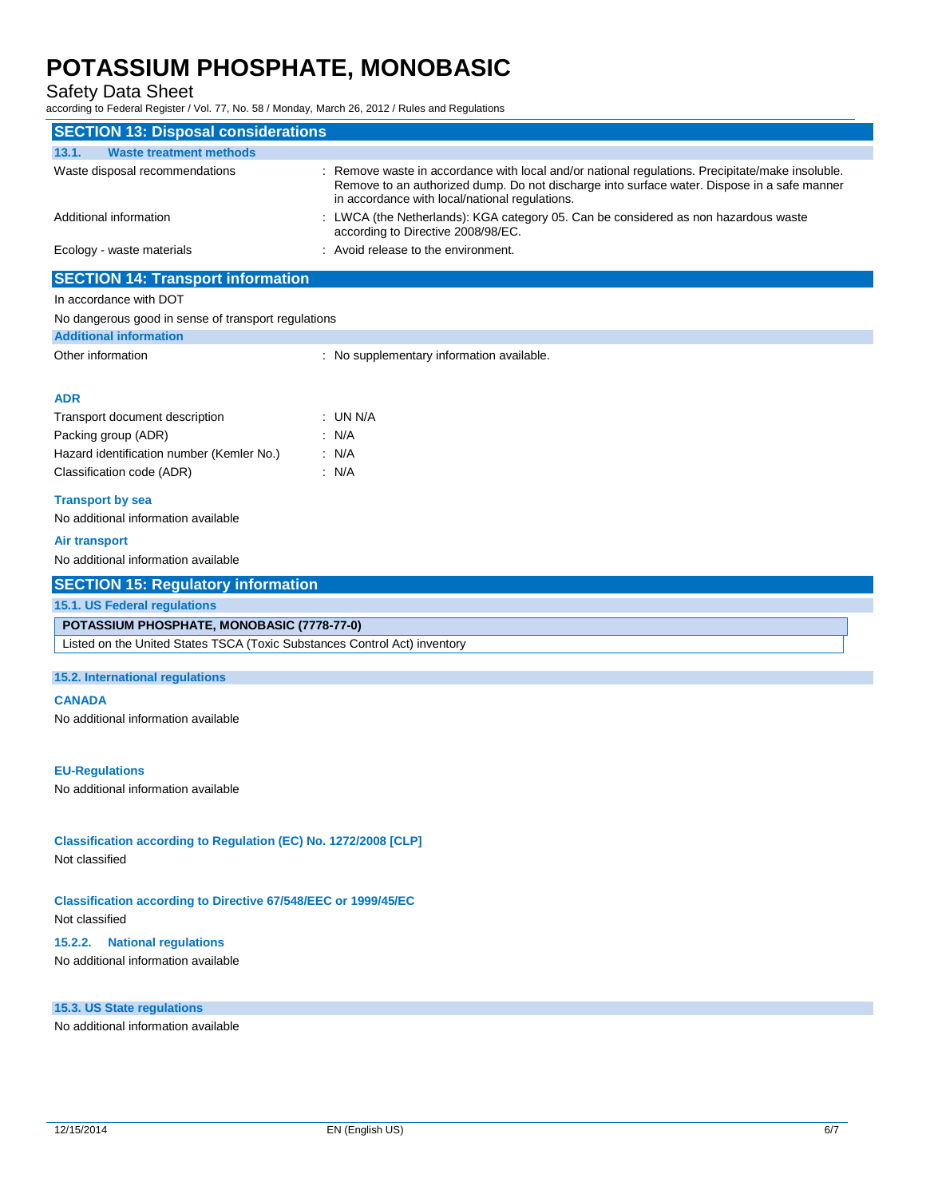## SECTION 13: Disposal considerations

### 13.1. Waste treatment methods

| | |
|---|---|
| Waste disposal recommendations | : Remove waste in accordance with local and/or national regulations. Precipitate/make insoluble. Remove to an authorized dump. Do not discharge into surface water. Dispose in a safe manner in accordance with local/national regulations. |
| Additional information | : LWCA (the Netherlands): KGA category 05. Can be considered as non hazardous waste according to Directive 2008/98/EC. |
| Ecology - waste materials | : Avoid release to the environment. |

## SECTION 14: Transport information

In accordance with DOT

No dangerous good in sense of transport regulations

### Additional information

| | |
|---|---|
| Other information | : No supplementary information available. |

### ADR

| | |
|---|---|
| Transport document description | : UN N/A |
| Packing group (ADR) | : N/A |
| Hazard identification number (Kemler No.) | : N/A |
| Classification code (ADR) | : N/A |

### Transport by sea

No additional information available

### Air transport

No additional information available

## SECTION 15: Regulatory information

### 15.1. US Federal regulations

| POTASSIUM PHOSPHATE, MONOBASIC (7778-77-0) |
|---|
| Listed on the United States TSCA (Toxic Substances Control Act) inventory |

### 15.2. International regulations

#### CANADA

No additional information available

#### EU-Regulations

No additional information available

#### Classification according to Regulation (EC) No. 1272/2008 [CLP]

Not classified

#### Classification according to Directive 67/548/EEC or 1999/45/EC

Not classified

#### 15.2.2. National regulations

No additional information available

### 15.3. US State regulations

No additional information available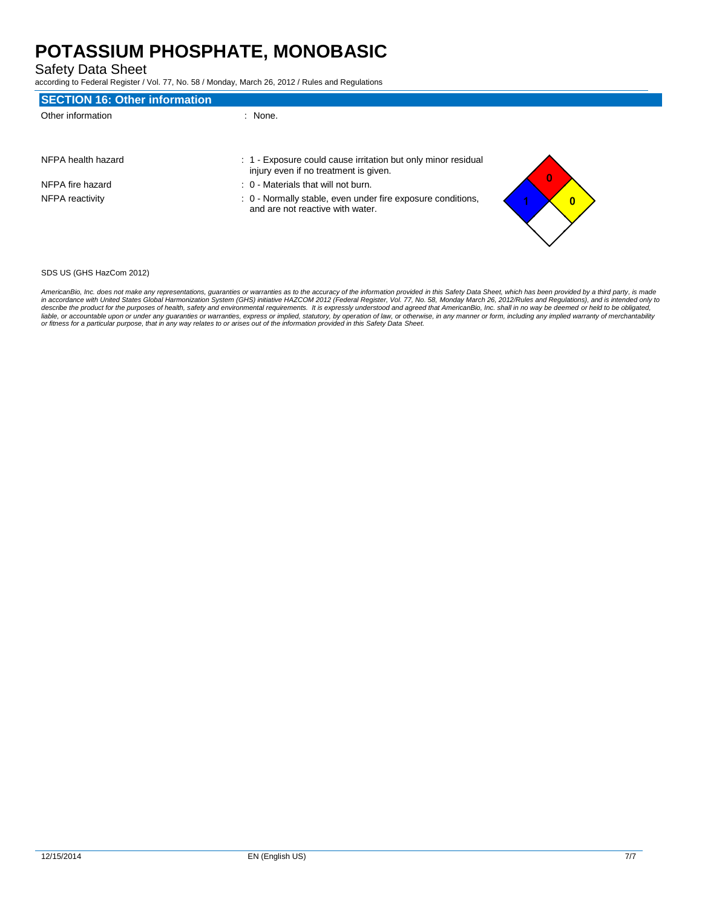## SECTION 16: Other information

Other information : None.

NFPA health hazard : 1 - Exposure could cause irritation but only minor residual injury even if no treatment is given.

NFPA fire hazard : 0 - Materials that will not burn.

NFPA reactivity : 0 - Normally stable, even under fire exposure conditions, and are not reactive with water.

0

1

0

SDS US (GHS HazCom 2012)

*AmericanBio, Inc. does not make any representations, guaranties or warranties as to the accuracy of the information provided in this Safety Data Sheet, which has been provided by a third party, is made in accordance with United States Global Harmonization System (GHS) initiative HAZCOM 2012 (Federal Register, Vol. 77, No. 58, Monday March 26, 2012/Rules and Regulations), and is intended only to describe the product for the purposes of health, safety and environmental requirements. It is expressly understood and agreed that AmericanBio, Inc. shall in no way be deemed or held to be obligated, liable, or accountable upon or under any guaranties or warranties, express or implied, statutory, by operation of law, or otherwise, in any manner or form, including any implied warranty of merchantability or fitness for a particular purpose, that in any way relates to or arises out of the information provided in this Safety Data Sheet.*